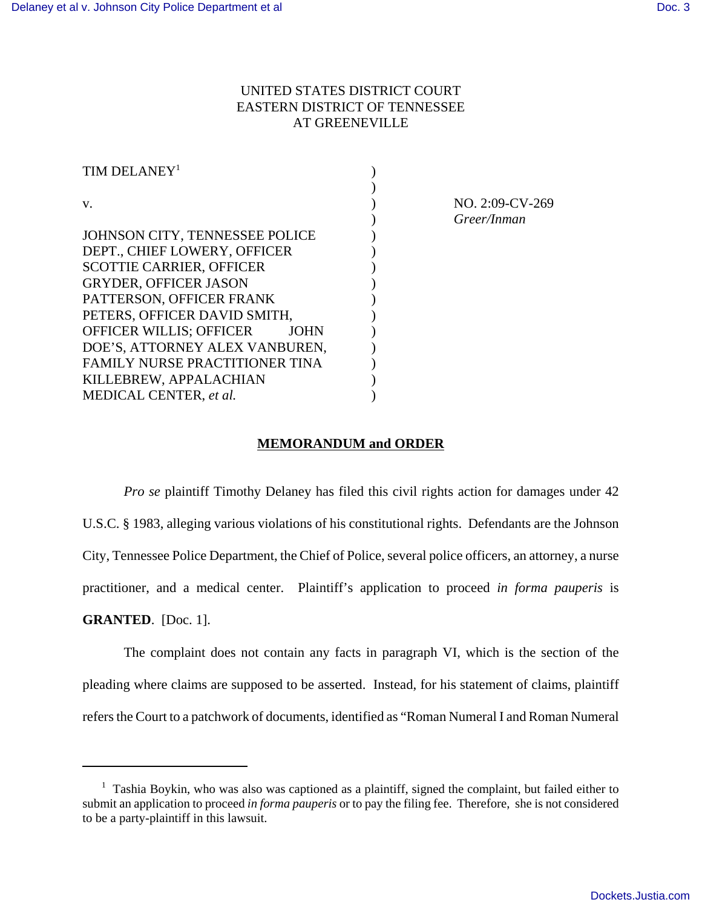UNITED STATES DISTRICT COURT
EASTERN DISTRICT OF TENNESSEE
AT GREENEVILLE

| | | |
|---|---|---|
| TIM DELANEY[1] | ) | |
| | ) | |
| v. | ) | NO. 2:09-CV-269 |
| | ) | *Greer/Inman* |
| JOHNSON CITY, TENNESSEE POLICE DEPT., CHIEF LOWERY, OFFICER SCOTTIE CARRIER, OFFICER GRYDER, OFFICER JASON PATTERSON, OFFICER FRANK PETERS, OFFICER DAVID SMITH, OFFICER WILLIS; OFFICER JOHN DOE'S, ATTORNEY ALEX VANBUREN, FAMILY NURSE PRACTITIONER TINA KILLEBREW, APPALACHIAN MEDICAL CENTER, *et al.* | ) | |

**MEMORANDUM and ORDER**

*Pro se* plaintiff Timothy Delaney has filed this civil rights action for damages under 42 U.S.C. § 1983, alleging various violations of his constitutional rights. Defendants are the Johnson City, Tennessee Police Department, the Chief of Police, several police officers, an attorney, a nurse practitioner, and a medical center. Plaintiff's application to proceed *in forma pauperis* is **GRANTED**. [Doc. 1].

The complaint does not contain any facts in paragraph VI, which is the section of the pleading where claims are supposed to be asserted. Instead, for his statement of claims, plaintiff refers the Court to a patchwork of documents, identified as "Roman Numeral I and Roman Numeral

[1] Tashia Boykin, who was also was captioned as a plaintiff, signed the complaint, but failed either to submit an application to proceed *in forma pauperis* or to pay the filing fee. Therefore, she is not considered to be a party-plaintiff in this lawsuit.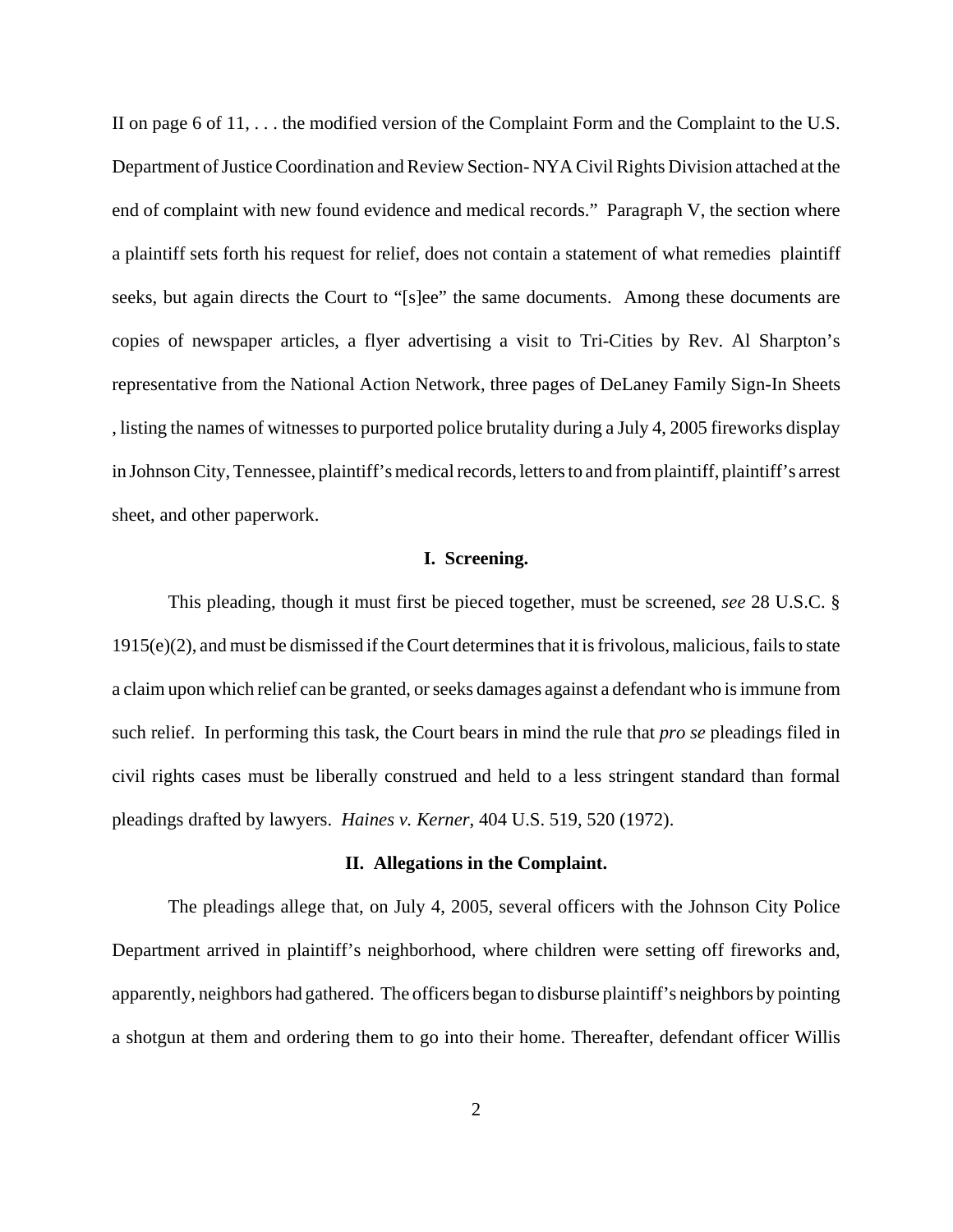II on page 6 of 11, . . . the modified version of the Complaint Form and the Complaint to the U.S. Department of Justice Coordination and Review Section- NYA Civil Rights Division attached at the end of complaint with new found evidence and medical records." Paragraph V, the section where a plaintiff sets forth his request for relief, does not contain a statement of what remedies plaintiff seeks, but again directs the Court to "[s]ee" the same documents. Among these documents are copies of newspaper articles, a flyer advertising a visit to Tri-Cities by Rev. Al Sharpton's representative from the National Action Network, three pages of DeLaney Family Sign-In Sheets , listing the names of witnesses to purported police brutality during a July 4, 2005 fireworks display in Johnson City, Tennessee, plaintiff's medical records, letters to and from plaintiff, plaintiff's arrest sheet, and other paperwork.

### I. Screening.

This pleading, though it must first be pieced together, must be screened, *see* 28 U.S.C. § 1915(e)(2), and must be dismissed if the Court determines that it is frivolous, malicious, fails to state a claim upon which relief can be granted, or seeks damages against a defendant who is immune from such relief. In performing this task, the Court bears in mind the rule that *pro se* pleadings filed in civil rights cases must be liberally construed and held to a less stringent standard than formal pleadings drafted by lawyers. *Haines v. Kerner*, 404 U.S. 519, 520 (1972).

### II. Allegations in the Complaint.

The pleadings allege that, on July 4, 2005, several officers with the Johnson City Police Department arrived in plaintiff's neighborhood, where children were setting off fireworks and, apparently, neighbors had gathered. The officers began to disburse plaintiff's neighbors by pointing a shotgun at them and ordering them to go into their home. Thereafter, defendant officer Willis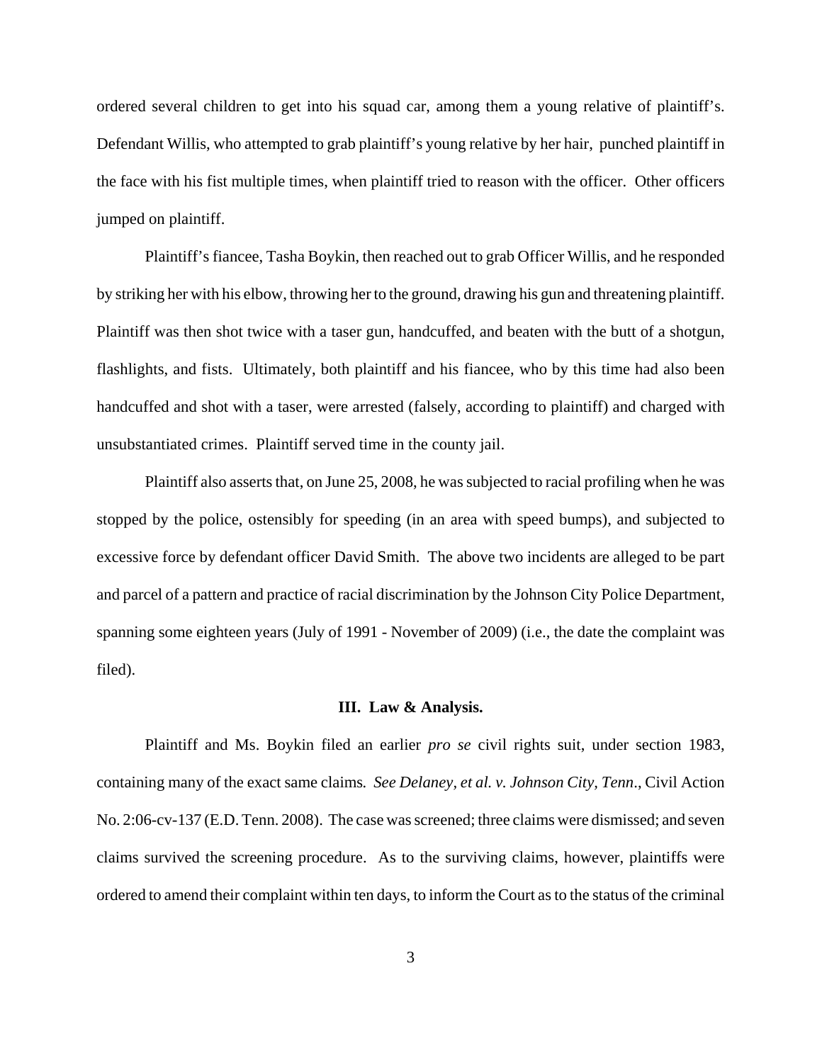ordered several children to get into his squad car, among them a young relative of plaintiff's. Defendant Willis, who attempted to grab plaintiff's young relative by her hair, punched plaintiff in the face with his fist multiple times, when plaintiff tried to reason with the officer. Other officers jumped on plaintiff.

Plaintiff's fiancee, Tasha Boykin, then reached out to grab Officer Willis, and he responded by striking her with his elbow, throwing her to the ground, drawing his gun and threatening plaintiff. Plaintiff was then shot twice with a taser gun, handcuffed, and beaten with the butt of a shotgun, flashlights, and fists. Ultimately, both plaintiff and his fiancee, who by this time had also been handcuffed and shot with a taser, were arrested (falsely, according to plaintiff) and charged with unsubstantiated crimes. Plaintiff served time in the county jail.

Plaintiff also asserts that, on June 25, 2008, he was subjected to racial profiling when he was stopped by the police, ostensibly for speeding (in an area with speed bumps), and subjected to excessive force by defendant officer David Smith. The above two incidents are alleged to be part and parcel of a pattern and practice of racial discrimination by the Johnson City Police Department, spanning some eighteen years (July of 1991 - November of 2009) (i.e., the date the complaint was filed).

### III. Law & Analysis.

Plaintiff and Ms. Boykin filed an earlier *pro se* civil rights suit, under section 1983, containing many of the exact same claims. *See Delaney, et al. v. Johnson City, Tenn*., Civil Action No. 2:06-cv-137 (E.D. Tenn. 2008). The case was screened; three claims were dismissed; and seven claims survived the screening procedure. As to the surviving claims, however, plaintiffs were ordered to amend their complaint within ten days, to inform the Court as to the status of the criminal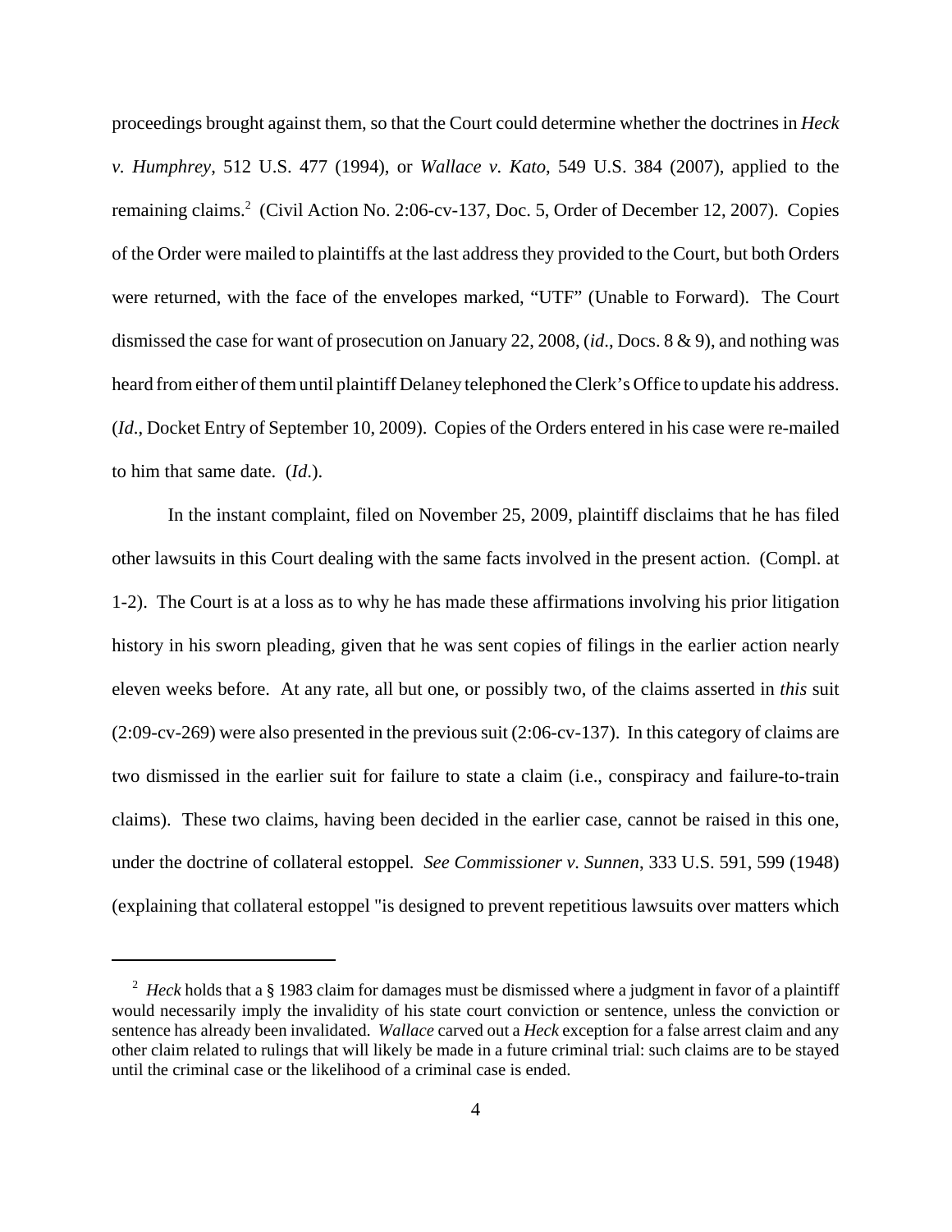proceedings brought against them, so that the Court could determine whether the doctrines in *Heck v. Humphrey*, 512 U.S. 477 (1994), or *Wallace v. Kato*, 549 U.S. 384 (2007), applied to the remaining claims.[2] (Civil Action No. 2:06-cv-137, Doc. 5, Order of December 12, 2007). Copies of the Order were mailed to plaintiffs at the last address they provided to the Court, but both Orders were returned, with the face of the envelopes marked, "UTF" (Unable to Forward). The Court dismissed the case for want of prosecution on January 22, 2008, (*id*., Docs. 8 & 9), and nothing was heard from either of them until plaintiff Delaney telephoned the Clerk's Office to update his address. (*Id*., Docket Entry of September 10, 2009). Copies of the Orders entered in his case were re-mailed to him that same date. (*Id*.).

In the instant complaint, filed on November 25, 2009, plaintiff disclaims that he has filed other lawsuits in this Court dealing with the same facts involved in the present action. (Compl. at 1-2). The Court is at a loss as to why he has made these affirmations involving his prior litigation history in his sworn pleading, given that he was sent copies of filings in the earlier action nearly eleven weeks before. At any rate, all but one, or possibly two, of the claims asserted in *this* suit (2:09-cv-269) were also presented in the previous suit (2:06-cv-137). In this category of claims are two dismissed in the earlier suit for failure to state a claim (i.e., conspiracy and failure-to-train claims). These two claims, having been decided in the earlier case, cannot be raised in this one, under the doctrine of collateral estoppel. *See Commissioner v. Sunnen*, 333 U.S. 591, 599 (1948) (explaining that collateral estoppel "is designed to prevent repetitious lawsuits over matters which

---

[2] *Heck* holds that a § 1983 claim for damages must be dismissed where a judgment in favor of a plaintiff would necessarily imply the invalidity of his state court conviction or sentence, unless the conviction or sentence has already been invalidated. *Wallace* carved out a *Heck* exception for a false arrest claim and any other claim related to rulings that will likely be made in a future criminal trial: such claims are to be stayed until the criminal case or the likelihood of a criminal case is ended.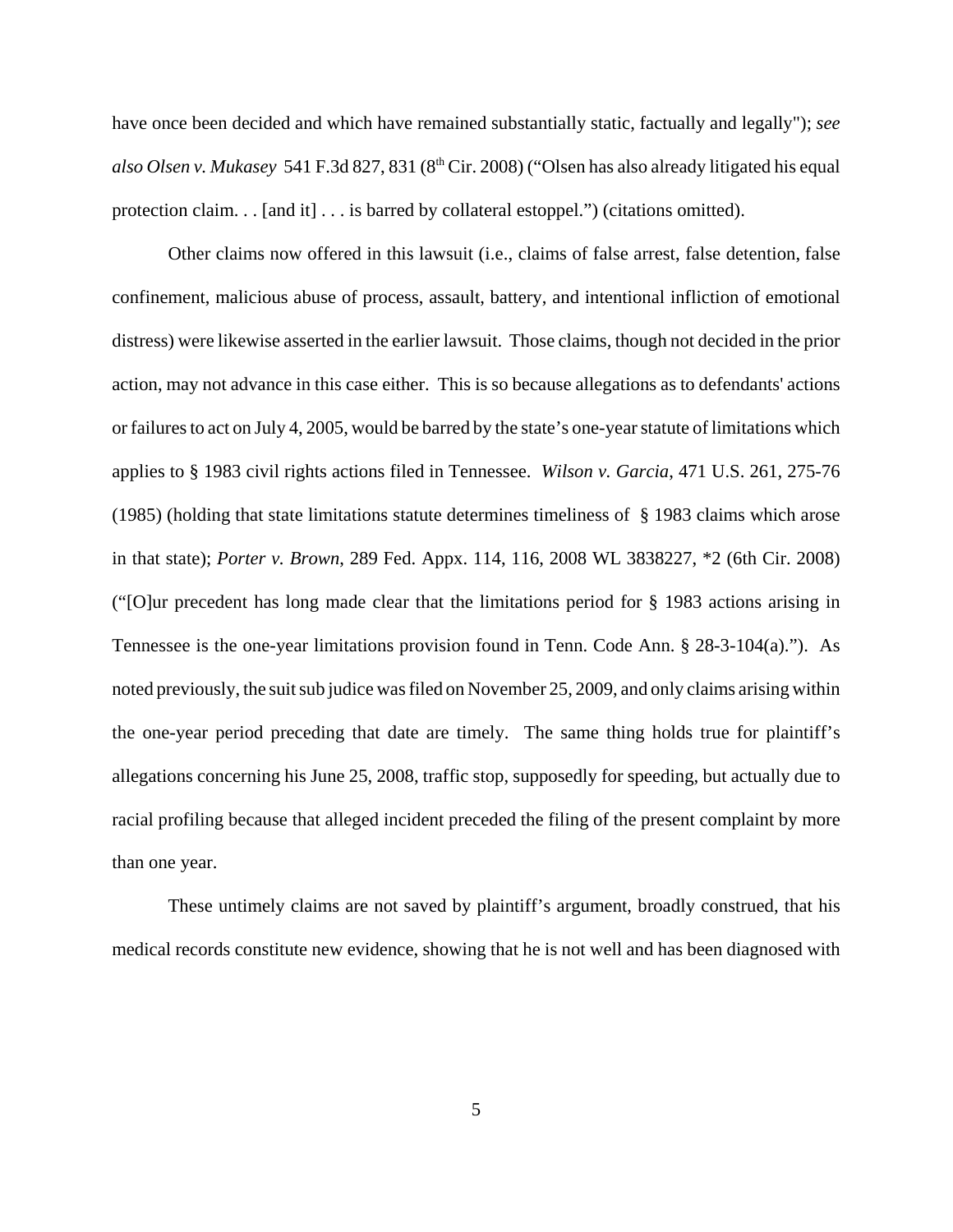have once been decided and which have remained substantially static, factually and legally"); *see also Olsen v. Mukasey* 541 F.3d 827, 831 (8th Cir. 2008) ("Olsen has also already litigated his equal protection claim. . . [and it] . . . is barred by collateral estoppel.") (citations omitted).

Other claims now offered in this lawsuit (i.e., claims of false arrest, false detention, false confinement, malicious abuse of process, assault, battery, and intentional infliction of emotional distress) were likewise asserted in the earlier lawsuit. Those claims, though not decided in the prior action, may not advance in this case either. This is so because allegations as to defendants' actions or failures to act on July 4, 2005, would be barred by the state's one-year statute of limitations which applies to § 1983 civil rights actions filed in Tennessee. *Wilson v. Garcia*, 471 U.S. 261, 275-76 (1985) (holding that state limitations statute determines timeliness of § 1983 claims which arose in that state); *Porter v. Brown*, 289 Fed. Appx. 114, 116, 2008 WL 3838227, *2 (6th Cir. 2008) ("[O]ur precedent has long made clear that the limitations period for § 1983 actions arising in Tennessee is the one-year limitations provision found in Tenn. Code Ann. § 28-3-104(a)."). As noted previously, the suit sub judice was filed on November 25, 2009, and only claims arising within the one-year period preceding that date are timely. The same thing holds true for plaintiff's allegations concerning his June 25, 2008, traffic stop, supposedly for speeding, but actually due to racial profiling because that alleged incident preceded the filing of the present complaint by more than one year.

These untimely claims are not saved by plaintiff's argument, broadly construed, that his medical records constitute new evidence, showing that he is not well and has been diagnosed with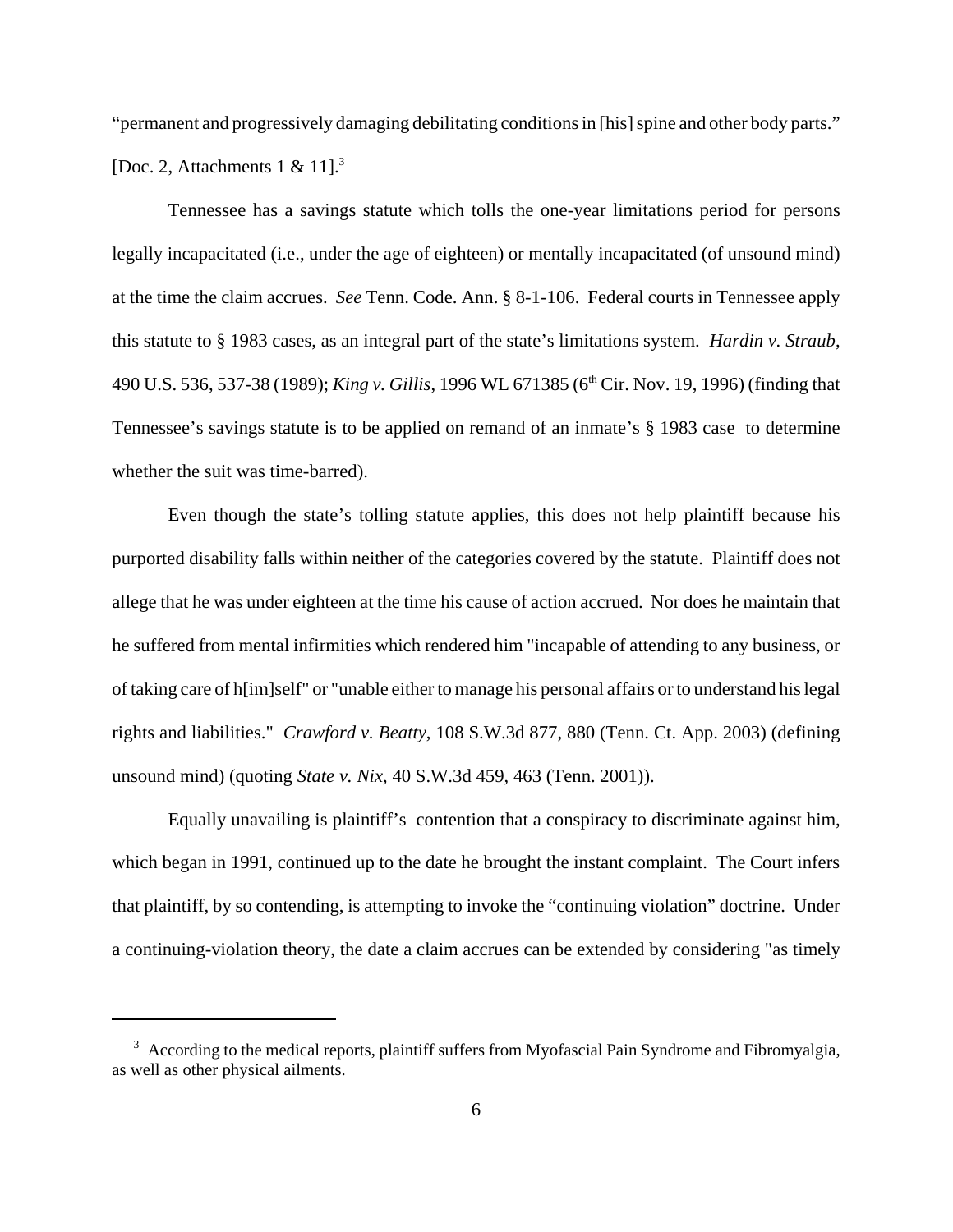"permanent and progressively damaging debilitating conditions in [his] spine and other body parts." [Doc. 2, Attachments 1 & 11].[3]

Tennessee has a savings statute which tolls the one-year limitations period for persons legally incapacitated (i.e., under the age of eighteen) or mentally incapacitated (of unsound mind) at the time the claim accrues. *See* Tenn. Code. Ann. § 8-1-106. Federal courts in Tennessee apply this statute to § 1983 cases, as an integral part of the state's limitations system. *Hardin v. Straub*, 490 U.S. 536, 537-38 (1989); *King v. Gillis*, 1996 WL 671385 (6th Cir. Nov. 19, 1996) (finding that Tennessee's savings statute is to be applied on remand of an inmate's § 1983 case to determine whether the suit was time-barred).

Even though the state's tolling statute applies, this does not help plaintiff because his purported disability falls within neither of the categories covered by the statute. Plaintiff does not allege that he was under eighteen at the time his cause of action accrued. Nor does he maintain that he suffered from mental infirmities which rendered him "incapable of attending to any business, or of taking care of h[im]self" or "unable either to manage his personal affairs or to understand his legal rights and liabilities." *Crawford v. Beatty*, 108 S.W.3d 877, 880 (Tenn. Ct. App. 2003) (defining unsound mind) (quoting *State v. Nix*, 40 S.W.3d 459, 463 (Tenn. 2001)).

Equally unavailing is plaintiff's contention that a conspiracy to discriminate against him, which began in 1991, continued up to the date he brought the instant complaint. The Court infers that plaintiff, by so contending, is attempting to invoke the "continuing violation" doctrine. Under a continuing-violation theory, the date a claim accrues can be extended by considering "as timely

[3] According to the medical reports, plaintiff suffers from Myofascial Pain Syndrome and Fibromyalgia, as well as other physical ailments.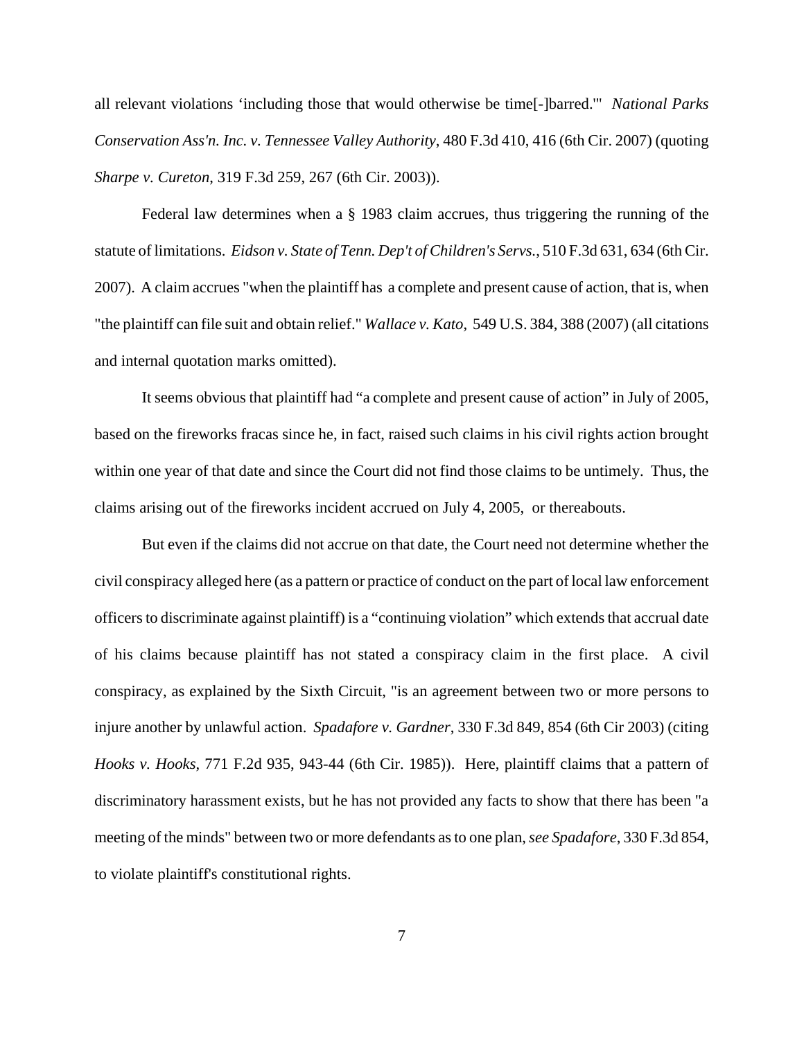all relevant violations 'including those that would otherwise be time[-]barred.'" *National Parks Conservation Ass'n. Inc. v. Tennessee Valley Authority*, 480 F.3d 410, 416 (6th Cir. 2007) (quoting *Sharpe v. Cureton*, 319 F.3d 259, 267 (6th Cir. 2003)).

Federal law determines when a § 1983 claim accrues, thus triggering the running of the statute of limitations. *Eidson v. State of Tenn. Dep't of Children's Servs.*, 510 F.3d 631, 634 (6th Cir. 2007). A claim accrues "when the plaintiff has a complete and present cause of action, that is, when "the plaintiff can file suit and obtain relief." *Wallace v. Kato*, 549 U.S. 384, 388 (2007) (all citations and internal quotation marks omitted).

It seems obvious that plaintiff had "a complete and present cause of action" in July of 2005, based on the fireworks fracas since he, in fact, raised such claims in his civil rights action brought within one year of that date and since the Court did not find those claims to be untimely. Thus, the claims arising out of the fireworks incident accrued on July 4, 2005, or thereabouts.

But even if the claims did not accrue on that date, the Court need not determine whether the civil conspiracy alleged here (as a pattern or practice of conduct on the part of local law enforcement officers to discriminate against plaintiff) is a "continuing violation" which extends that accrual date of his claims because plaintiff has not stated a conspiracy claim in the first place. A civil conspiracy, as explained by the Sixth Circuit, "is an agreement between two or more persons to injure another by unlawful action. *Spadafore v. Gardner*, 330 F.3d 849, 854 (6th Cir 2003) (citing *Hooks v. Hooks*, 771 F.2d 935, 943-44 (6th Cir. 1985)). Here, plaintiff claims that a pattern of discriminatory harassment exists, but he has not provided any facts to show that there has been "a meeting of the minds" between two or more defendants as to one plan, *see Spadafore*, 330 F.3d 854, to violate plaintiff's constitutional rights.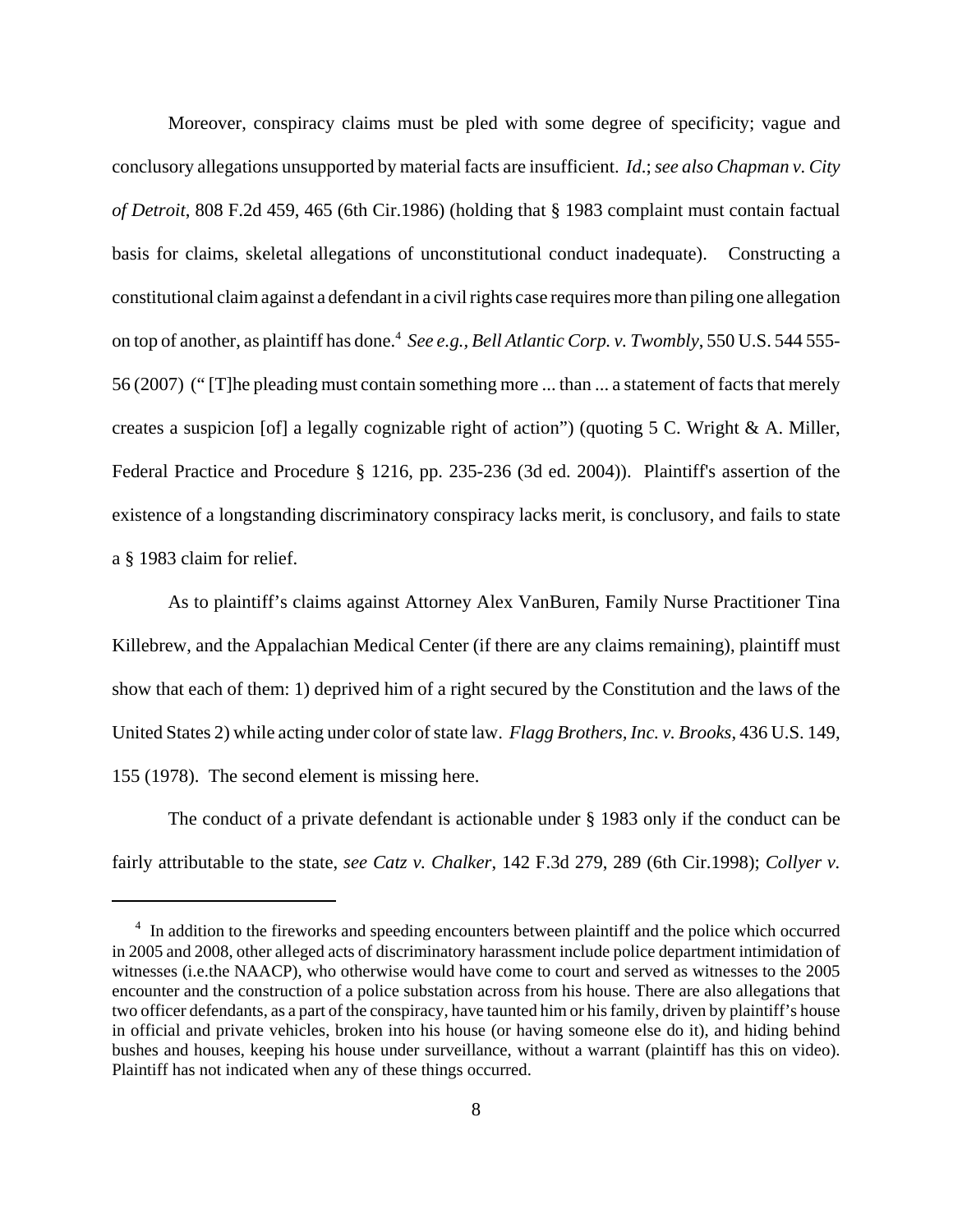Moreover, conspiracy claims must be pled with some degree of specificity; vague and conclusory allegations unsupported by material facts are insufficient. *Id*.; *see also Chapman v. City of Detroit*, 808 F.2d 459, 465 (6th Cir.1986) (holding that § 1983 complaint must contain factual basis for claims, skeletal allegations of unconstitutional conduct inadequate). Constructing a constitutional claim against a defendant in a civil rights case requires more than piling one allegation on top of another, as plaintiff has done.[4] *See e.g., Bell Atlantic Corp. v. Twombly*, 550 U.S. 544 555-56 (2007) (" [T]he pleading must contain something more ... than ... a statement of facts that merely creates a suspicion [of] a legally cognizable right of action") (quoting 5 C. Wright & A. Miller, Federal Practice and Procedure § 1216, pp. 235-236 (3d ed. 2004)). Plaintiff's assertion of the existence of a longstanding discriminatory conspiracy lacks merit, is conclusory, and fails to state a § 1983 claim for relief.

As to plaintiff's claims against Attorney Alex VanBuren, Family Nurse Practitioner Tina Killebrew, and the Appalachian Medical Center (if there are any claims remaining), plaintiff must show that each of them: 1) deprived him of a right secured by the Constitution and the laws of the United States 2) while acting under color of state law. *Flagg Brothers, Inc. v. Brooks*, 436 U.S. 149, 155 (1978). The second element is missing here.

The conduct of a private defendant is actionable under § 1983 only if the conduct can be fairly attributable to the state, *see Catz v. Chalker*, 142 F.3d 279, 289 (6th Cir.1998); *Collyer v.*

[4] In addition to the fireworks and speeding encounters between plaintiff and the police which occurred in 2005 and 2008, other alleged acts of discriminatory harassment include police department intimidation of witnesses (i.e.the NAACP), who otherwise would have come to court and served as witnesses to the 2005 encounter and the construction of a police substation across from his house. There are also allegations that two officer defendants, as a part of the conspiracy, have taunted him or his family, driven by plaintiff's house in official and private vehicles, broken into his house (or having someone else do it), and hiding behind bushes and houses, keeping his house under surveillance, without a warrant (plaintiff has this on video). Plaintiff has not indicated when any of these things occurred.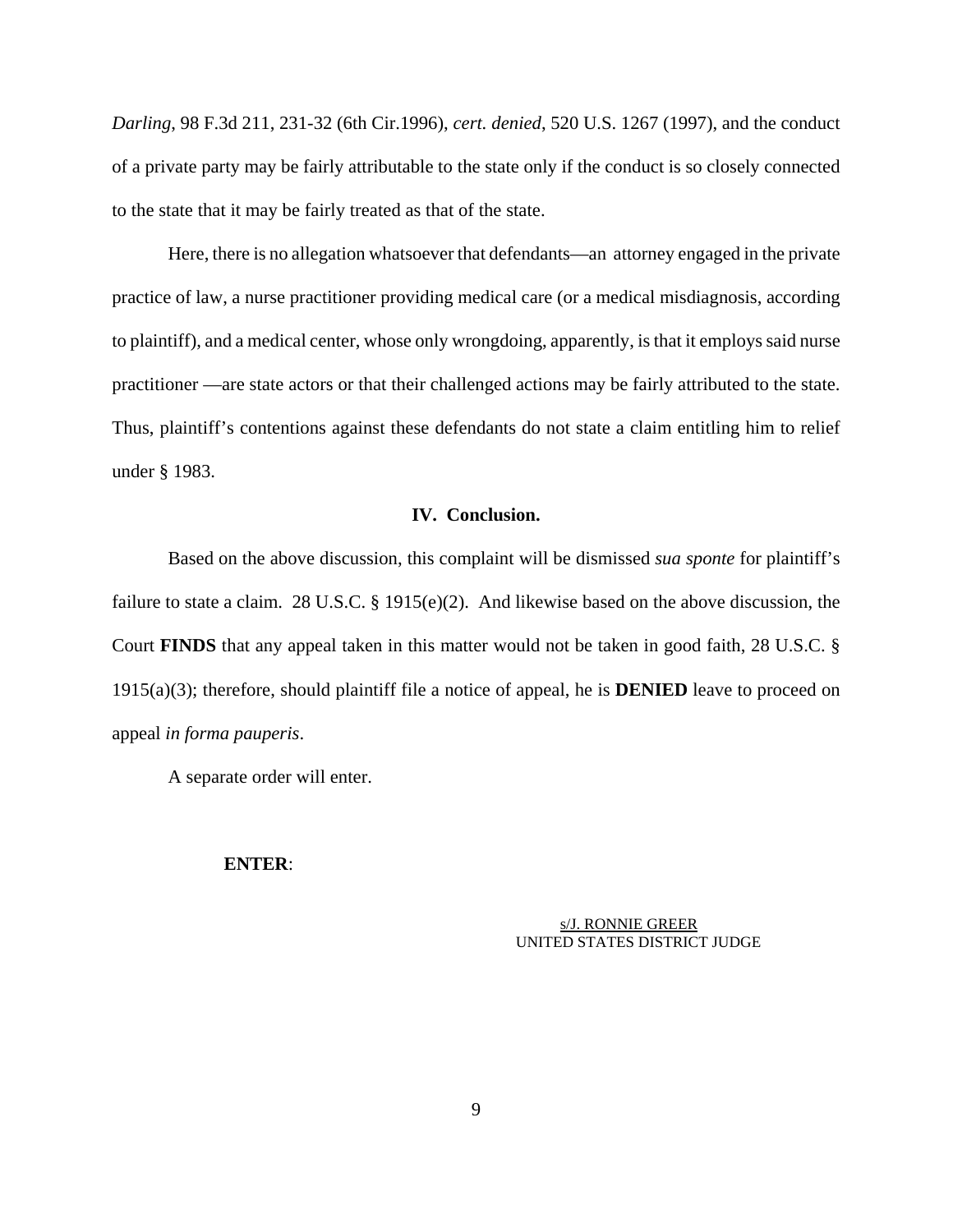*Darling*, 98 F.3d 211, 231-32 (6th Cir.1996), *cert. denied*, 520 U.S. 1267 (1997), and the conduct of a private party may be fairly attributable to the state only if the conduct is so closely connected to the state that it may be fairly treated as that of the state.

Here, there is no allegation whatsoever that defendants—an attorney engaged in the private practice of law, a nurse practitioner providing medical care (or a medical misdiagnosis, according to plaintiff), and a medical center, whose only wrongdoing, apparently, is that it employs said nurse practitioner —are state actors or that their challenged actions may be fairly attributed to the state. Thus, plaintiff's contentions against these defendants do not state a claim entitling him to relief under § 1983.

## IV. Conclusion.

Based on the above discussion, this complaint will be dismissed *sua sponte* for plaintiff's failure to state a claim. 28 U.S.C. § 1915(e)(2). And likewise based on the above discussion, the Court **FINDS** that any appeal taken in this matter would not be taken in good faith, 28 U.S.C. § 1915(a)(3); therefore, should plaintiff file a notice of appeal, he is **DENIED** leave to proceed on appeal *in forma pauperis*.

A separate order will enter.

**ENTER**:

s/J. RONNIE GREER
UNITED STATES DISTRICT JUDGE